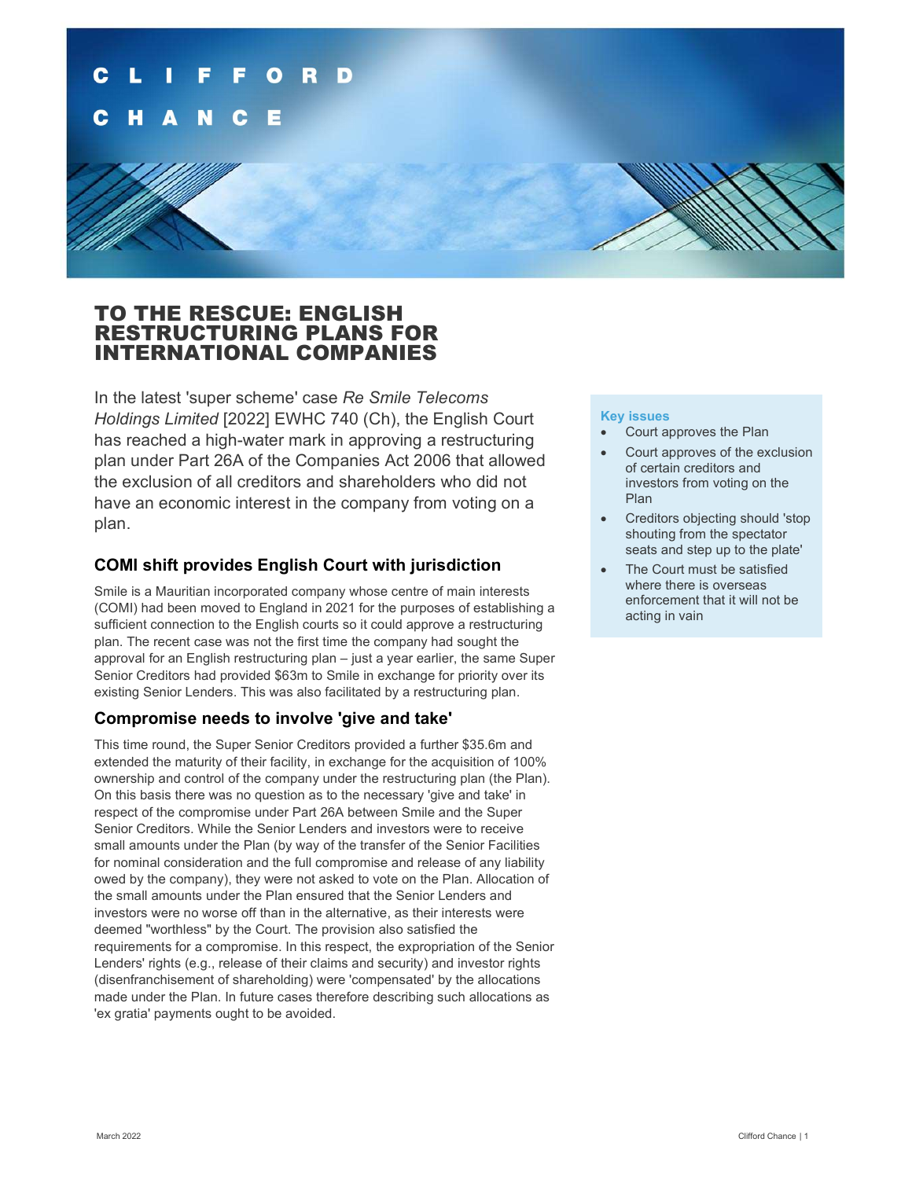# TO THE RESCUE: ENGLISH RESTRUCTURING PLANS FOR INTERNATIONAL COMPANIES

In the latest 'super scheme' case *Re Smile Telecoms Holdings Limited* [2022] EWHC 740 (Ch), the English Court has reached a high-water mark in approving a restructuring plan under Part 26A of the Companies Act 2006 that allowed the exclusion of all creditors and shareholders who did not have an economic interest in the company from voting on a plan.

**Key issues**

- Court approves the Plan
- Court approves of the exclusion of certain creditors and investors from voting on the Plan
- Creditors objecting should 'stop shouting from the spectator seats and step up to the plate'
- The Court must be satisfied where there is overseas enforcement that it will not be acting in vain

## COMI shift provides English Court with jurisdiction

Smile is a Mauritian incorporated company whose centre of main interests (COMI) had been moved to England in 2021 for the purposes of establishing a sufficient connection to the English courts so it could approve a restructuring plan. The recent case was not the first time the company had sought the approval for an English restructuring plan – just a year earlier, the same Super Senior Creditors had provided $63m to Smile in exchange for priority over its existing Senior Lenders. This was also facilitated by a restructuring plan.

## Compromise needs to involve 'give and take'

This time round, the Super Senior Creditors provided a further $35.6m and extended the maturity of their facility, in exchange for the acquisition of 100% ownership and control of the company under the restructuring plan (the Plan). On this basis there was no question as to the necessary 'give and take' in respect of the compromise under Part 26A between Smile and the Super Senior Creditors. While the Senior Lenders and investors were to receive small amounts under the Plan (by way of the transfer of the Senior Facilities for nominal consideration and the full compromise and release of any liability owed by the company), they were not asked to vote on the Plan. Allocation of the small amounts under the Plan ensured that the Senior Lenders and investors were no worse off than in the alternative, as their interests were deemed "worthless" by the Court. The provision also satisfied the requirements for a compromise. In this respect, the expropriation of the Senior Lenders' rights (e.g., release of their claims and security) and investor rights (disenfranchisement of shareholding) were 'compensated' by the allocations made under the Plan. In future cases therefore describing such allocations as 'ex gratia' payments ought to be avoided.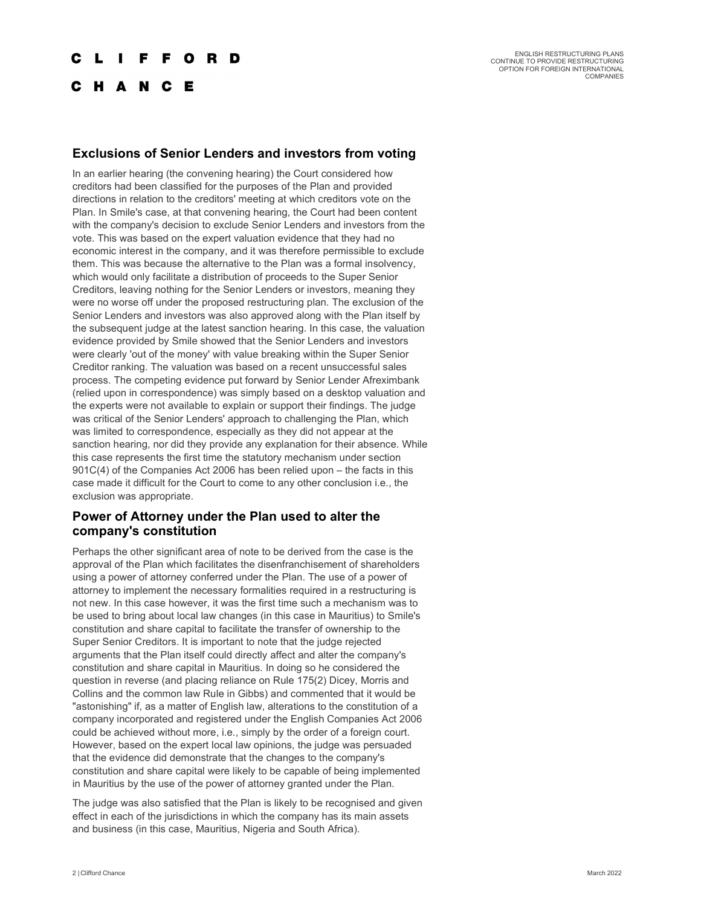## Exclusions of Senior Lenders and investors from voting

In an earlier hearing (the convening hearing) the Court considered how creditors had been classified for the purposes of the Plan and provided directions in relation to the creditors' meeting at which creditors vote on the Plan. In Smile's case, at that convening hearing, the Court had been content with the company's decision to exclude Senior Lenders and investors from the vote. This was based on the expert valuation evidence that they had no economic interest in the company, and it was therefore permissible to exclude them. This was because the alternative to the Plan was a formal insolvency, which would only facilitate a distribution of proceeds to the Super Senior Creditors, leaving nothing for the Senior Lenders or investors, meaning they were no worse off under the proposed restructuring plan. The exclusion of the Senior Lenders and investors was also approved along with the Plan itself by the subsequent judge at the latest sanction hearing. In this case, the valuation evidence provided by Smile showed that the Senior Lenders and investors were clearly 'out of the money' with value breaking within the Super Senior Creditor ranking. The valuation was based on a recent unsuccessful sales process. The competing evidence put forward by Senior Lender Afreximbank (relied upon in correspondence) was simply based on a desktop valuation and the experts were not available to explain or support their findings. The judge was critical of the Senior Lenders' approach to challenging the Plan, which was limited to correspondence, especially as they did not appear at the sanction hearing, nor did they provide any explanation for their absence. While this case represents the first time the statutory mechanism under section 901C(4) of the Companies Act 2006 has been relied upon – the facts in this case made it difficult for the Court to come to any other conclusion i.e., the exclusion was appropriate.

## Power of Attorney under the Plan used to alter the company's constitution

Perhaps the other significant area of note to be derived from the case is the approval of the Plan which facilitates the disenfranchisement of shareholders using a power of attorney conferred under the Plan. The use of a power of attorney to implement the necessary formalities required in a restructuring is not new. In this case however, it was the first time such a mechanism was to be used to bring about local law changes (in this case in Mauritius) to Smile's constitution and share capital to facilitate the transfer of ownership to the Super Senior Creditors. It is important to note that the judge rejected arguments that the Plan itself could directly affect and alter the company's constitution and share capital in Mauritius. In doing so he considered the question in reverse (and placing reliance on Rule 175(2) Dicey, Morris and Collins and the common law Rule in Gibbs) and commented that it would be "astonishing" if, as a matter of English law, alterations to the constitution of a company incorporated and registered under the English Companies Act 2006 could be achieved without more, i.e., simply by the order of a foreign court. However, based on the expert local law opinions, the judge was persuaded that the evidence did demonstrate that the changes to the company's constitution and share capital were likely to be capable of being implemented in Mauritius by the use of the power of attorney granted under the Plan.

The judge was also satisfied that the Plan is likely to be recognised and given effect in each of the jurisdictions in which the company has its main assets and business (in this case, Mauritius, Nigeria and South Africa).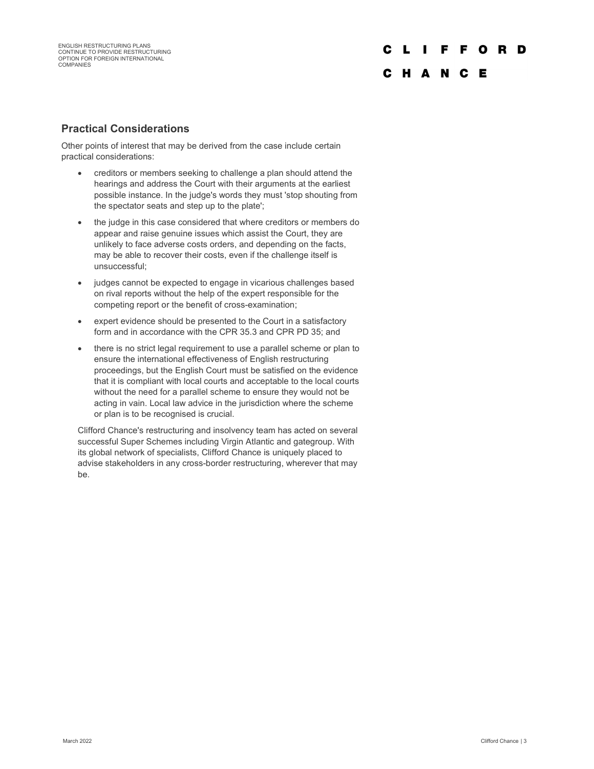## Practical Considerations

Other points of interest that may be derived from the case include certain practical considerations:

- creditors or members seeking to challenge a plan should attend the hearings and address the Court with their arguments at the earliest possible instance. In the judge's words they must 'stop shouting from the spectator seats and step up to the plate';
- the judge in this case considered that where creditors or members do appear and raise genuine issues which assist the Court, they are unlikely to face adverse costs orders, and depending on the facts, may be able to recover their costs, even if the challenge itself is unsuccessful;
- judges cannot be expected to engage in vicarious challenges based on rival reports without the help of the expert responsible for the competing report or the benefit of cross-examination;
- expert evidence should be presented to the Court in a satisfactory form and in accordance with the CPR 35.3 and CPR PD 35; and
- there is no strict legal requirement to use a parallel scheme or plan to ensure the international effectiveness of English restructuring proceedings, but the English Court must be satisfied on the evidence that it is compliant with local courts and acceptable to the local courts without the need for a parallel scheme to ensure they would not be acting in vain. Local law advice in the jurisdiction where the scheme or plan is to be recognised is crucial.

Clifford Chance's restructuring and insolvency team has acted on several successful Super Schemes including Virgin Atlantic and gategroup. With its global network of specialists, Clifford Chance is uniquely placed to advise stakeholders in any cross-border restructuring, wherever that may be.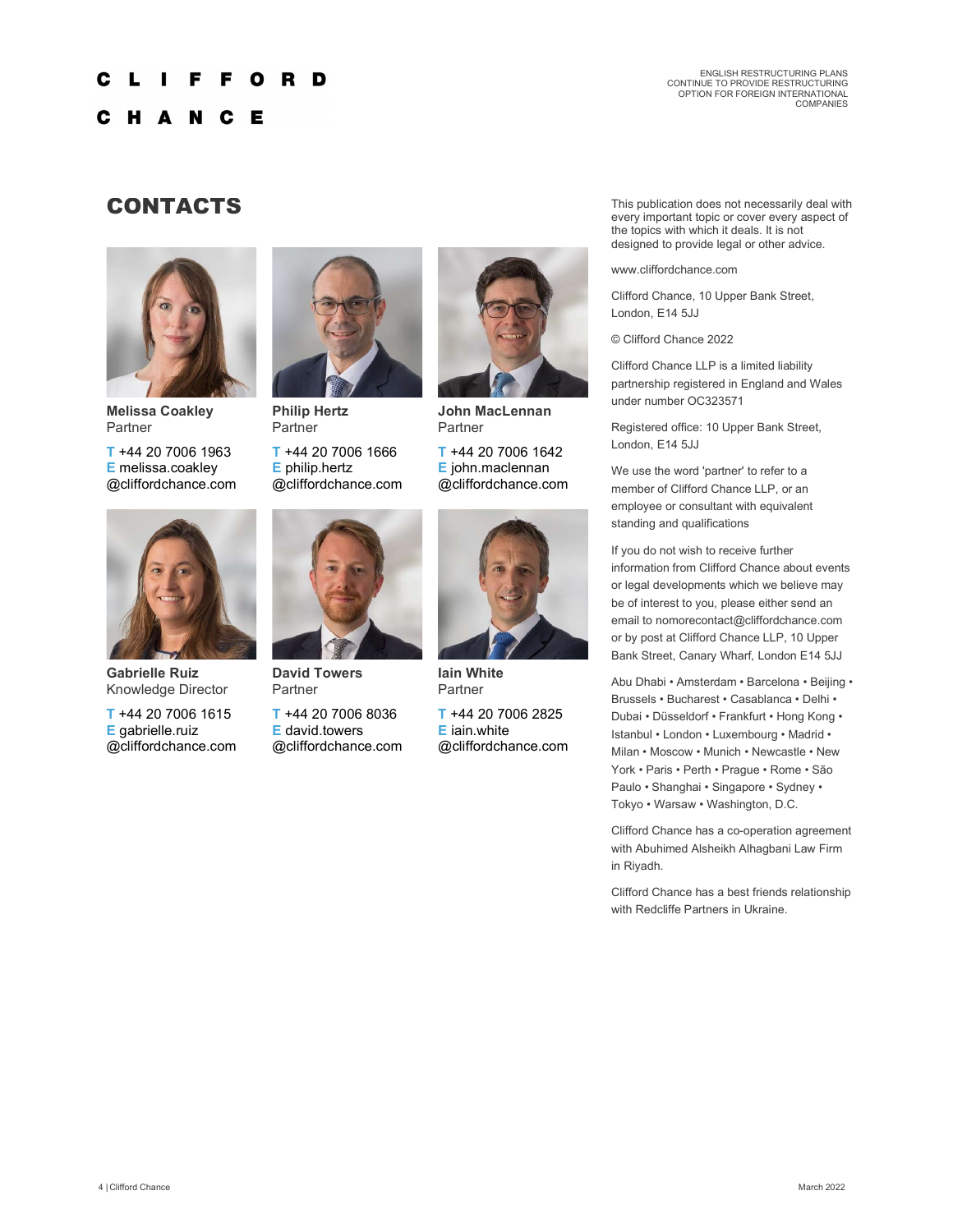## CONTACTS

**Melissa Coakley**
Partner

T +44 20 7006 1963
E melissa.coakley@cliffordchance.com

**Philip Hertz**
Partner

T +44 20 7006 1666
E philip.hertz@cliffordchance.com

**John MacLennan**
Partner

T +44 20 7006 1642
E john.maclennan@cliffordchance.com

**Gabrielle Ruiz**
Knowledge Director

T +44 20 7006 1615
E gabrielle.ruiz@cliffordchance.com

**David Towers**
Partner

T +44 20 7006 8036
E david.towers@cliffordchance.com

**Iain White**
Partner

T +44 20 7006 2825
E iain.white@cliffordchance.com

This publication does not necessarily deal with every important topic or cover every aspect of the topics with which it deals. It is not designed to provide legal or other advice.

www.cliffordchance.com

Clifford Chance, 10 Upper Bank Street, London, E14 5JJ

© Clifford Chance 2022

Clifford Chance LLP is a limited liability partnership registered in England and Wales under number OC323571

Registered office: 10 Upper Bank Street, London, E14 5JJ

We use the word 'partner' to refer to a member of Clifford Chance LLP, or an employee or consultant with equivalent standing and qualifications

If you do not wish to receive further information from Clifford Chance about events or legal developments which we believe may be of interest to you, please either send an email to nomorecontact@cliffordchance.com or by post at Clifford Chance LLP, 10 Upper Bank Street, Canary Wharf, London E14 5JJ

Abu Dhabi • Amsterdam • Barcelona • Beijing • Brussels • Bucharest • Casablanca • Delhi • Dubai • Düsseldorf • Frankfurt • Hong Kong • Istanbul • London • Luxembourg • Madrid • Milan • Moscow • Munich • Newcastle • New York • Paris • Perth • Prague • Rome • São Paulo • Shanghai • Singapore • Sydney • Tokyo • Warsaw • Washington, D.C.

Clifford Chance has a co-operation agreement with Abuhimed Alsheikh Alhagbani Law Firm in Riyadh.

Clifford Chance has a best friends relationship with Redcliffe Partners in Ukraine.